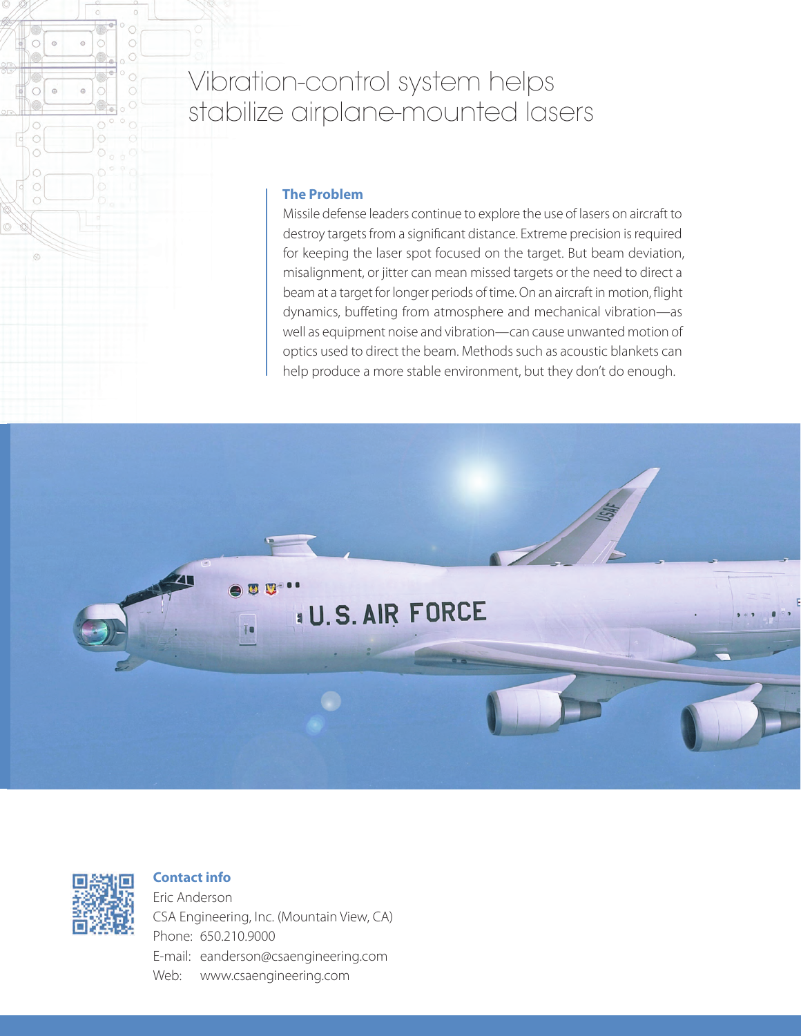# Vibration-control system helps stabilize airplane-mounted lasers

## The Problem

Missile defense leaders continue to explore the use of lasers on aircraft to destroy targets from a significant distance. Extreme precision is required for keeping the laser spot focused on the target. But beam deviation, misalignment, or jitter can mean missed targets or the need to direct a beam at a target for longer periods of time. On an aircraft in motion, flight dynamics, buffeting from atmosphere and mechanical vibration—as well as equipment noise and vibration—can cause unwanted motion of optics used to direct the beam. Methods such as acoustic blankets can help produce a more stable environment, but they don't do enough.

## Contact info

Eric Anderson
CSA Engineering, Inc. (Mountain View, CA)
Phone: 650.210.9000
E-mail: eanderson@csaengineering.com
Web: www.csaengineering.com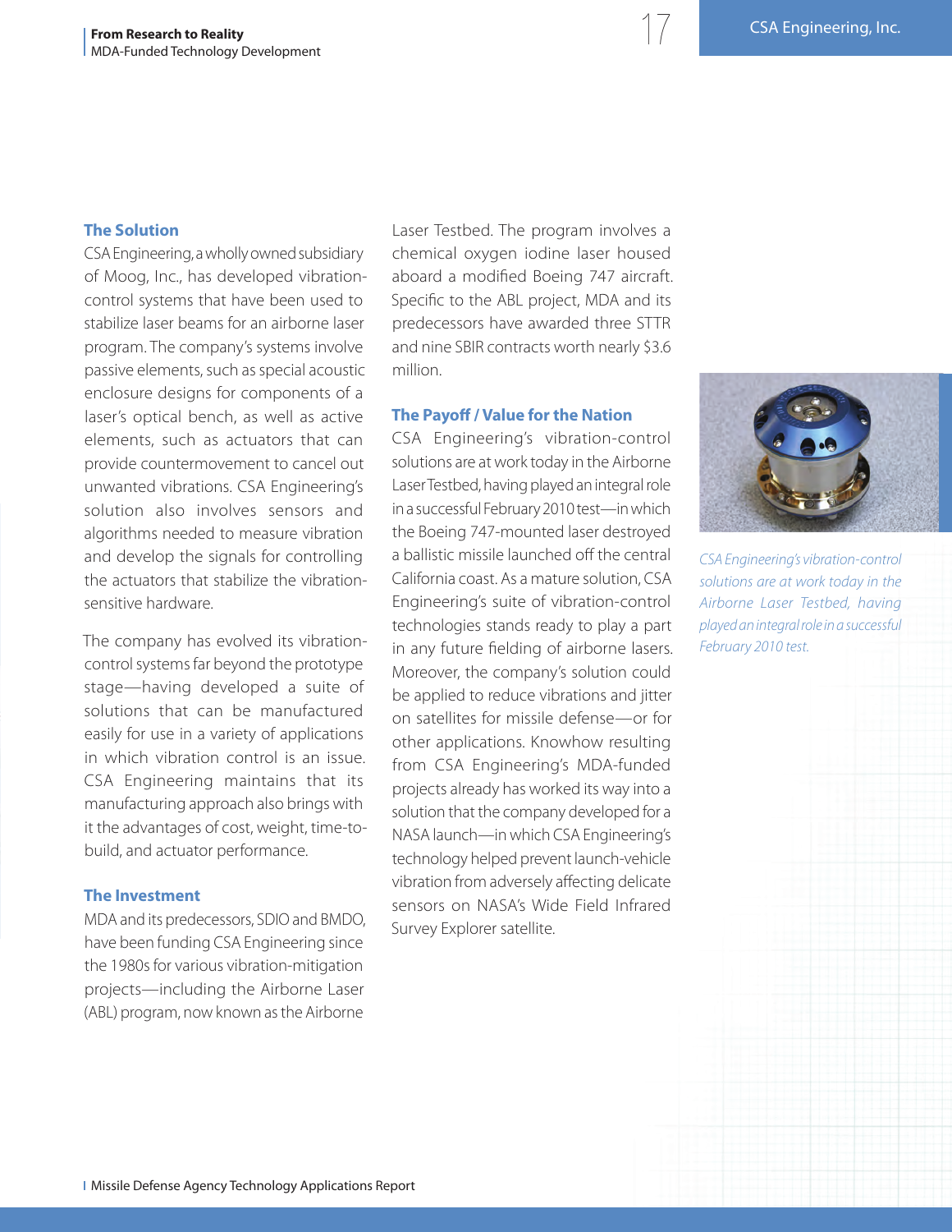## The Solution

CSA Engineering, a wholly owned subsidiary of Moog, Inc., has developed vibration-control systems that have been used to stabilize laser beams for an airborne laser program. The company's systems involve passive elements, such as special acoustic enclosure designs for components of a laser's optical bench, as well as active elements, such as actuators that can provide countermovement to cancel out unwanted vibrations. CSA Engineering's solution also involves sensors and algorithms needed to measure vibration and develop the signals for controlling the actuators that stabilize the vibration-sensitive hardware.

The company has evolved its vibration-control systems far beyond the prototype stage—having developed a suite of solutions that can be manufactured easily for use in a variety of applications in which vibration control is an issue. CSA Engineering maintains that its manufacturing approach also brings with it the advantages of cost, weight, time-to-build, and actuator performance.

## The Investment

MDA and its predecessors, SDIO and BMDO, have been funding CSA Engineering since the 1980s for various vibration-mitigation projects—including the Airborne Laser (ABL) program, now known as the Airborne Laser Testbed. The program involves a chemical oxygen iodine laser housed aboard a modified Boeing 747 aircraft. Specific to the ABL project, MDA and its predecessors have awarded three STTR and nine SBIR contracts worth nearly $3.6 million.

## The Payoff / Value for the Nation

CSA Engineering's vibration-control solutions are at work today in the Airborne Laser Testbed, having played an integral role in a successful February 2010 test—in which the Boeing 747-mounted laser destroyed a ballistic missile launched off the central California coast. As a mature solution, CSA Engineering's suite of vibration-control technologies stands ready to play a part in any future fielding of airborne lasers. Moreover, the company's solution could be applied to reduce vibrations and jitter on satellites for missile defense—or for other applications. Knowhow resulting from CSA Engineering's MDA-funded projects already has worked its way into a solution that the company developed for a NASA launch—in which CSA Engineering's technology helped prevent launch-vehicle vibration from adversely affecting delicate sensors on NASA's Wide Field Infrared Survey Explorer satellite.

*CSA Engineering's vibration-control solutions are at work today in the Airborne Laser Testbed, having played an integral role in a successful February 2010 test.*